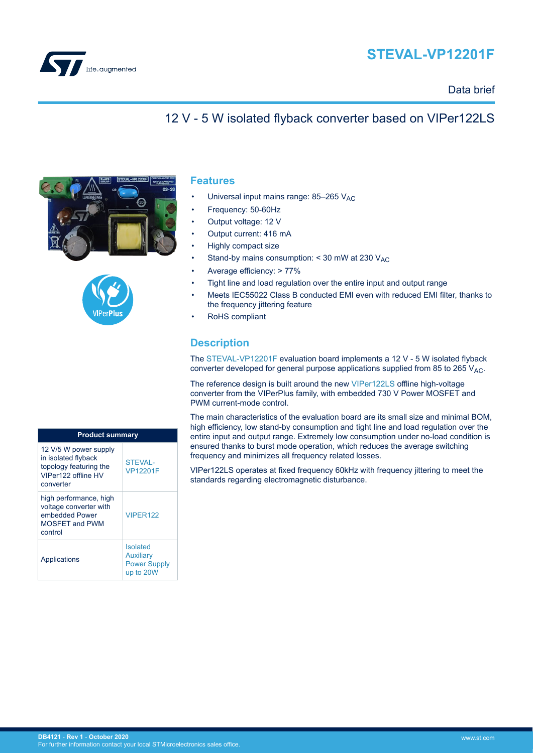# STEVAL-VP12201F

Data brief

## 12 V - 5 W isolated flyback converter based on VIPer122LS

## Features

- Universal input mains range: 85–265 $V_{AC}$
- Frequency: 50-60Hz
- Output voltage: 12 V
- Output current: 416 mA
- Highly compact size
- Stand-by mains consumption: < 30 mW at 230 $V_{AC}$
- Average efficiency: > 77%
- Tight line and load regulation over the entire input and output range
- Meets IEC55022 Class B conducted EMI even with reduced EMI filter, thanks to the frequency jittering feature
- RoHS compliant

## Description

The STEVAL-VP12201F evaluation board implements a 12 V - 5 W isolated flyback converter developed for general purpose applications supplied from 85 to 265 $V_{AC}$.

The reference design is built around the new VIPer122LS offline high-voltage converter from the VIPerPlus family, with embedded 730 V Power MOSFET and PWM current-mode control.

The main characteristics of the evaluation board are its small size and minimal BOM, high efficiency, low stand-by consumption and tight line and load regulation over the entire input and output range. Extremely low consumption under no-load condition is ensured thanks to burst mode operation, which reduces the average switching frequency and minimizes all frequency related losses.

VIPer122LS operates at fixed frequency 60kHz with frequency jittering to meet the standards regarding electromagnetic disturbance.

| Product summary | |
|---|---|
| 12 V/5 W power supply in isolated flyback topology featuring the VIPer122 offline HV converter | STEVAL-VP12201F |
| high performance, high voltage converter with embedded Power MOSFET and PWM control | VIPER122 |
| Applications | Isolated Auxiliary Power Supply up to 20W |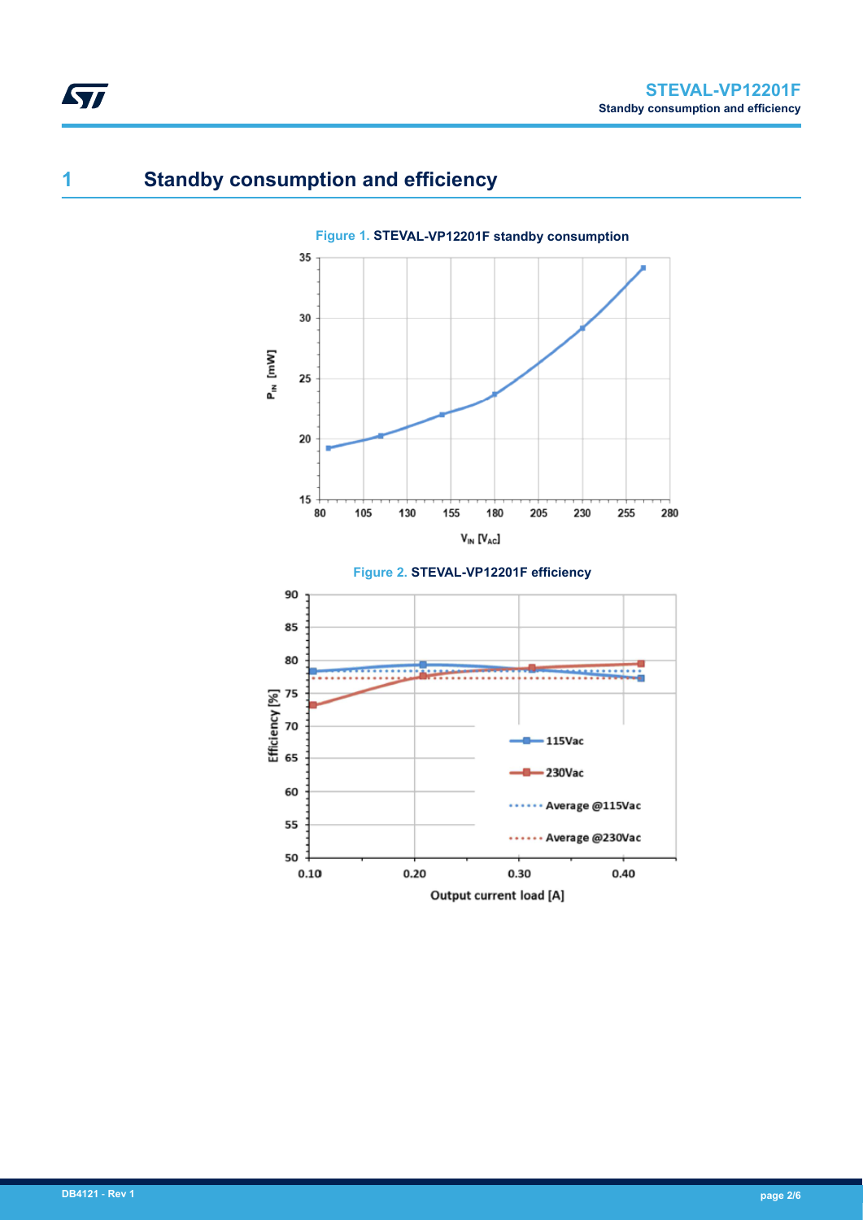# 1 Standby consumption and efficiency

**Figure 1.** STEVAL-VP12201F standby consumption

**Figure 2.** STEVAL-VP12201F efficiency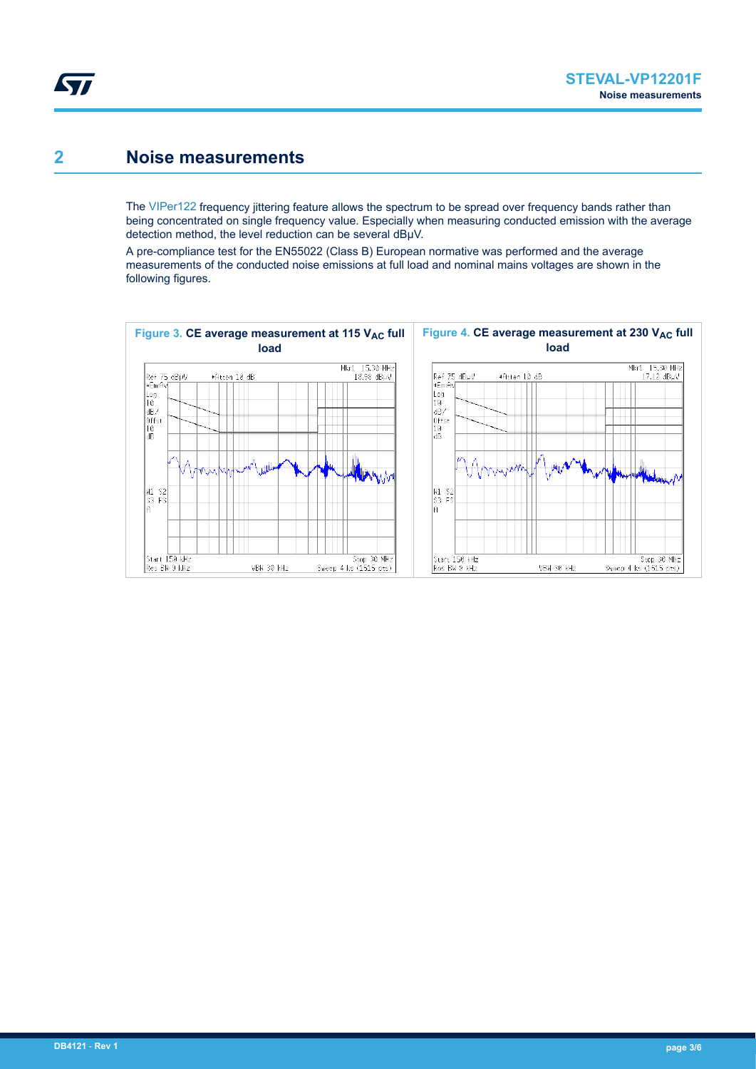# 2 Noise measurements

The VIPer122 frequency jittering feature allows the spectrum to be spread over frequency bands rather than being concentrated on single frequency value. Especially when measuring conducted emission with the average detection method, the level reduction can be several dBµV.

A pre-compliance test for the EN55022 (Class B) European normative was performed and the average measurements of the conducted noise emissions at full load and nominal mains voltages are shown in the following figures.

Figure 3. CE average measurement at 115 $V_{AC}$ full load

Figure 4. CE average measurement at 230 $V_{AC}$ full load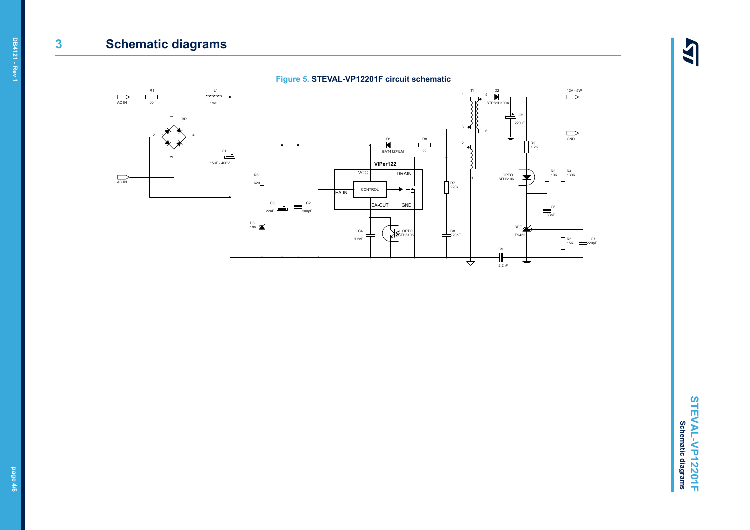# 3 Schematic diagrams

**Figure 5. STEVAL-VP12201F circuit schematic**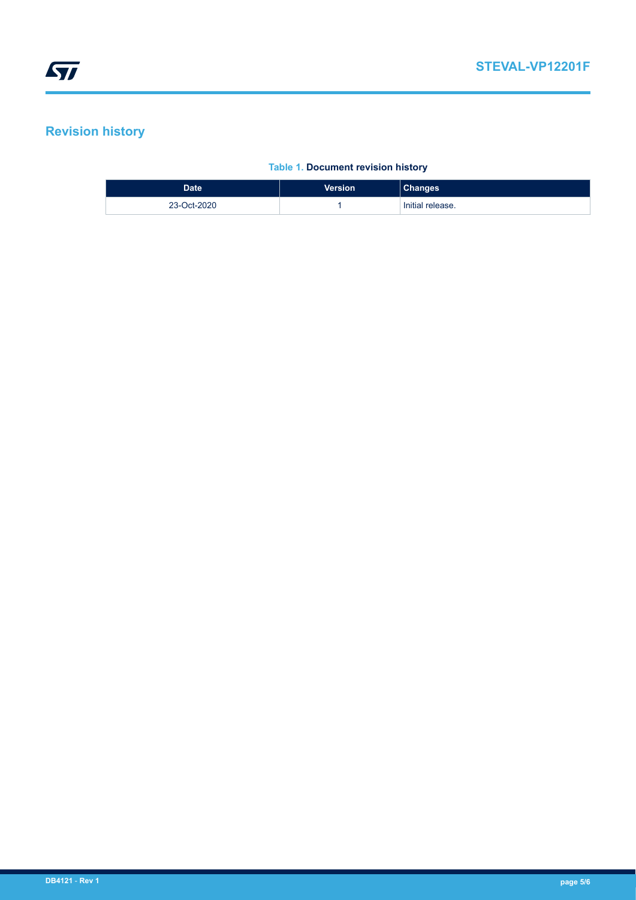# Revision history

**Table 1. Document revision history**

| Date | Version | Changes |
| --- | --- | --- |
| 23-Oct-2020 | 1 | Initial release. |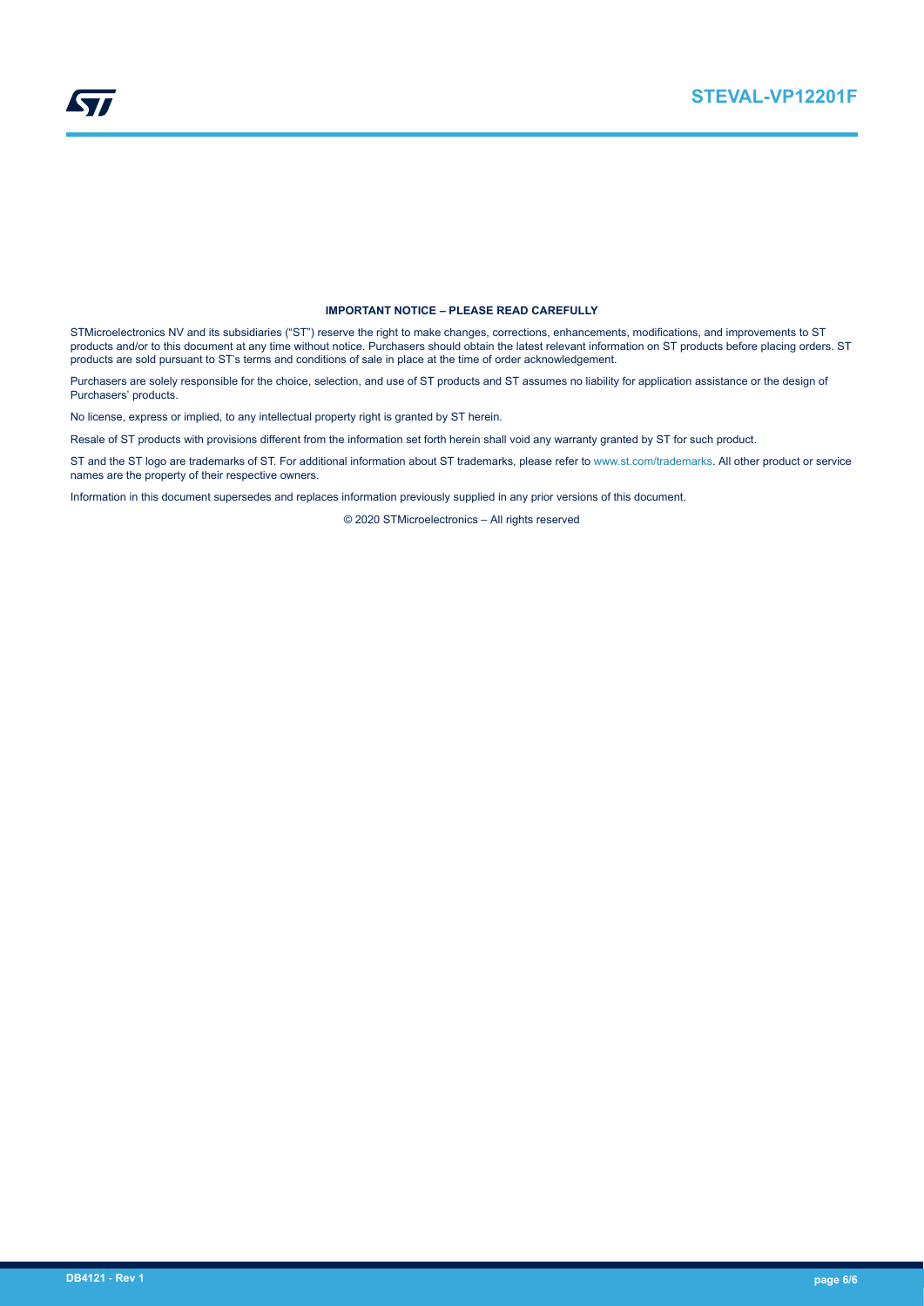**IMPORTANT NOTICE – PLEASE READ CAREFULLY**

STMicroelectronics NV and its subsidiaries ("ST") reserve the right to make changes, corrections, enhancements, modifications, and improvements to ST products and/or to this document at any time without notice. Purchasers should obtain the latest relevant information on ST products before placing orders. ST products are sold pursuant to ST's terms and conditions of sale in place at the time of order acknowledgement.

Purchasers are solely responsible for the choice, selection, and use of ST products and ST assumes no liability for application assistance or the design of Purchasers' products.

No license, express or implied, to any intellectual property right is granted by ST herein.

Resale of ST products with provisions different from the information set forth herein shall void any warranty granted by ST for such product.

ST and the ST logo are trademarks of ST. For additional information about ST trademarks, please refer to www.st.com/trademarks. All other product or service names are the property of their respective owners.

Information in this document supersedes and replaces information previously supplied in any prior versions of this document.

© 2020 STMicroelectronics – All rights reserved